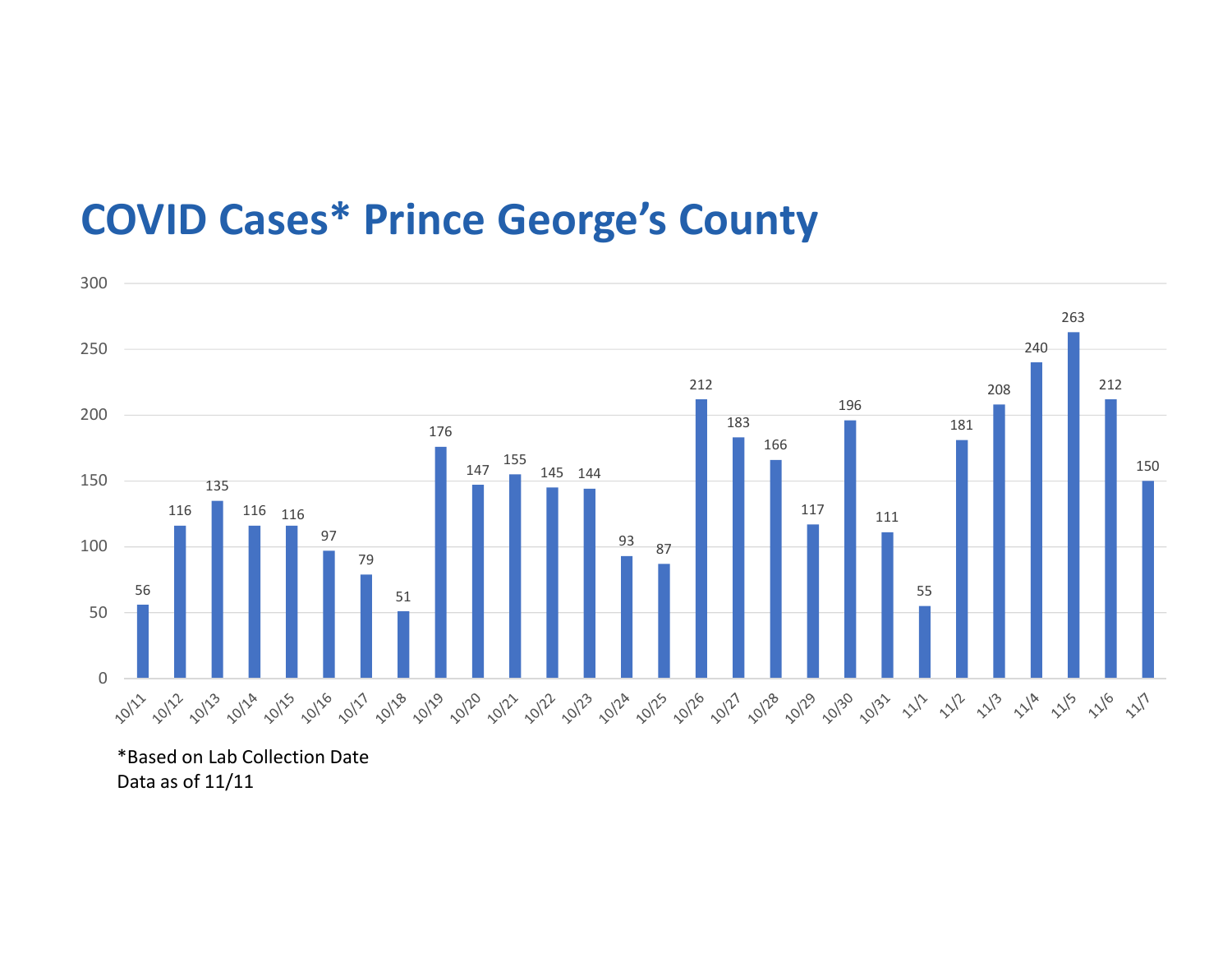# COVID Cases* Prince George's County

| Date | Cases |
|---|---|
| 10/11 | 56 |
| 10/12 | 116 |
| 10/13 | 135 |
| 10/14 | 116 |
| 10/15 | 116 |
| 10/16 | 97 |
| 10/17 | 79 |
| 10/18 | 51 |
| 10/19 | 176 |
| 10/20 | 147 |
| 10/21 | 155 |
| 10/22 | 145 |
| 10/23 | 144 |
| 10/24 | 93 |
| 10/25 | 87 |
| 10/26 | 212 |
| 10/27 | 183 |
| 10/28 | 166 |
| 10/29 | 117 |
| 10/30 | 196 |
| 10/31 | 111 |
| 11/1 | 55 |
| 11/2 | 181 |
| 11/3 | 208 |
| 11/4 | 240 |
| 11/5 | 263 |
| 11/6 | 212 |
| 11/7 | 150 |

*Based on Lab Collection Date
Data as of 11/11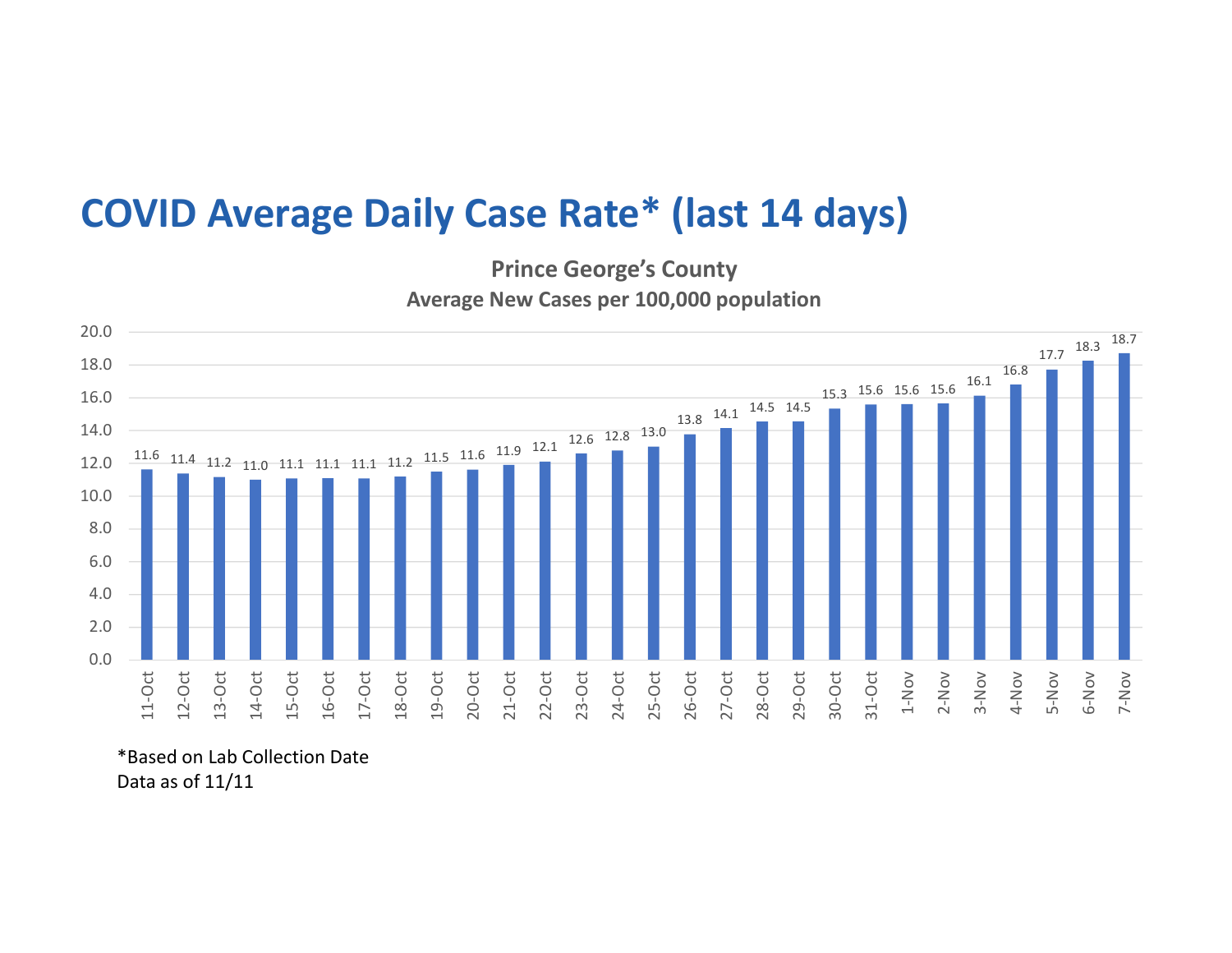# COVID Average Daily Case Rate* (last 14 days)

**Prince George's County**
**Average New Cases per 100,000 population**

| Date | Rate |
|---|---|
| 11-Oct | 11.6 |
| 12-Oct | 11.4 |
| 13-Oct | 11.2 |
| 14-Oct | 11.0 |
| 15-Oct | 11.1 |
| 16-Oct | 11.1 |
| 17-Oct | 11.1 |
| 18-Oct | 11.2 |
| 19-Oct | 11.5 |
| 20-Oct | 11.6 |
| 21-Oct | 11.9 |
| 22-Oct | 12.1 |
| 23-Oct | 12.6 |
| 24-Oct | 12.8 |
| 25-Oct | 13.0 |
| 26-Oct | 13.8 |
| 27-Oct | 14.1 |
| 28-Oct | 14.5 |
| 29-Oct | 14.5 |
| 30-Oct | 15.3 |
| 31-Oct | 15.6 |
| 1-Nov | 15.6 |
| 2-Nov | 15.6 |
| 3-Nov | 16.1 |
| 4-Nov | 16.8 |
| 5-Nov | 17.7 |
| 6-Nov | 18.3 |
| 7-Nov | 18.7 |

*Based on Lab Collection Date
Data as of 11/11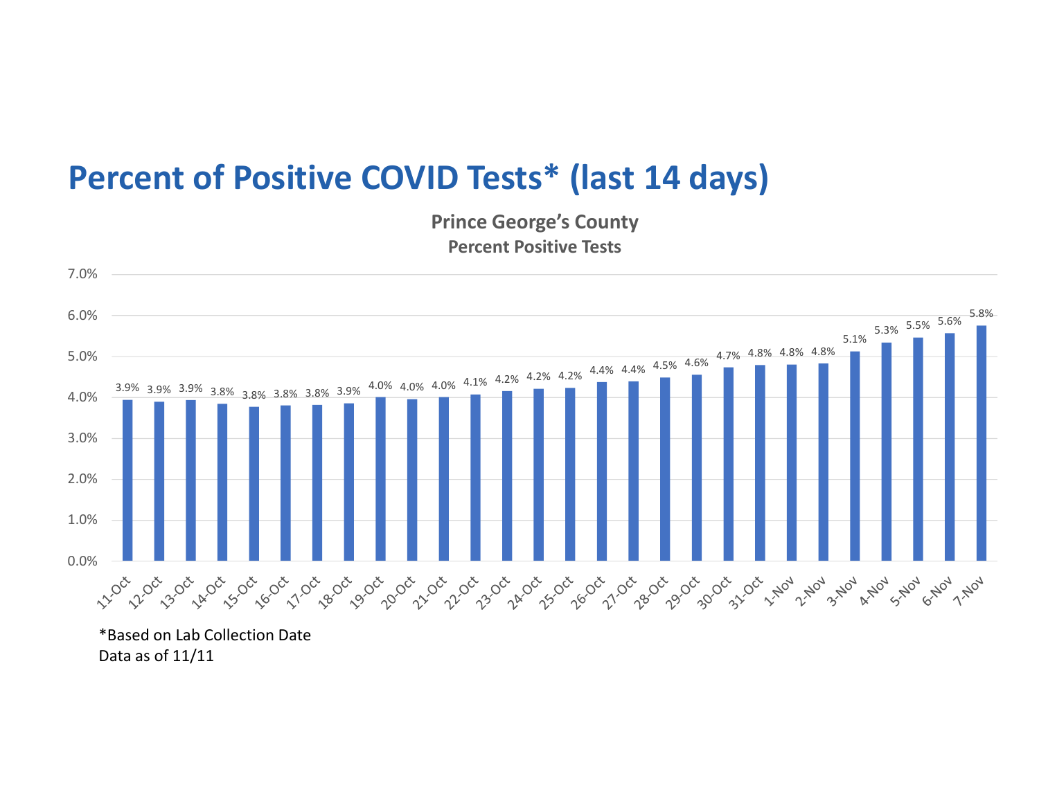# Percent of Positive COVID Tests* (last 14 days)

Prince George's County
Percent Positive Tests

7.0%
6.0%
5.0%
4.0%
3.0%
2.0%
1.0%
0.0%

3.9% 3.9% 3.9% 3.8% 3.8% 3.8% 3.8% 3.9% 4.0% 4.0% 4.0% 4.1% 4.2% 4.2% 4.2% 4.4% 4.4% 4.5% 4.6% 4.7% 4.8% 4.8% 4.8% 5.1% 5.3% 5.5% 5.6% 5.8%

11-Oct 12-Oct 13-Oct 14-Oct 15-Oct 16-Oct 17-Oct 18-Oct 19-Oct 20-Oct 21-Oct 22-Oct 23-Oct 24-Oct 25-Oct 26-Oct 27-Oct 28-Oct 29-Oct 30-Oct 31-Oct 1-Nov 2-Nov 3-Nov 4-Nov 5-Nov 6-Nov 7-Nov

*Based on Lab Collection Date
Data as of 11/11